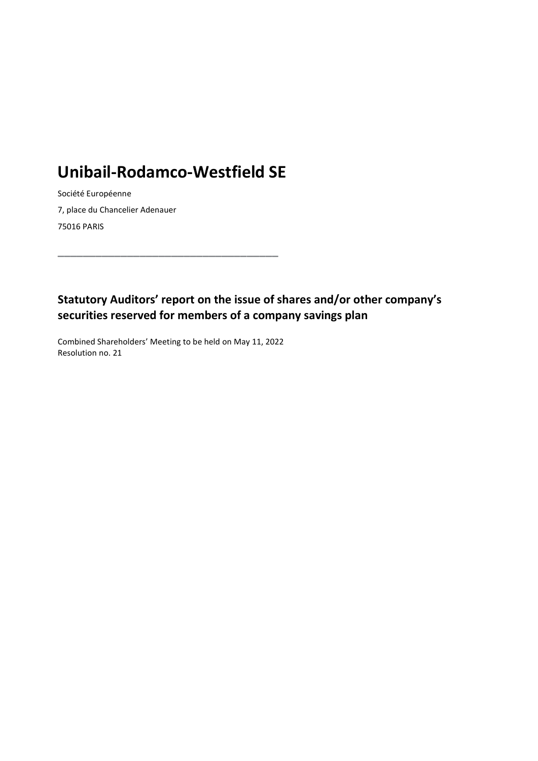# Unibail-Rodamco-Westfield SE

Société Européenne

7, place du Chancelier Adenauer

75016 PARIS

---

## Statutory Auditors' report on the issue of shares and/or other company's securities reserved for members of a company savings plan

Combined Shareholders' Meeting to be held on May 11, 2022
Resolution no. 21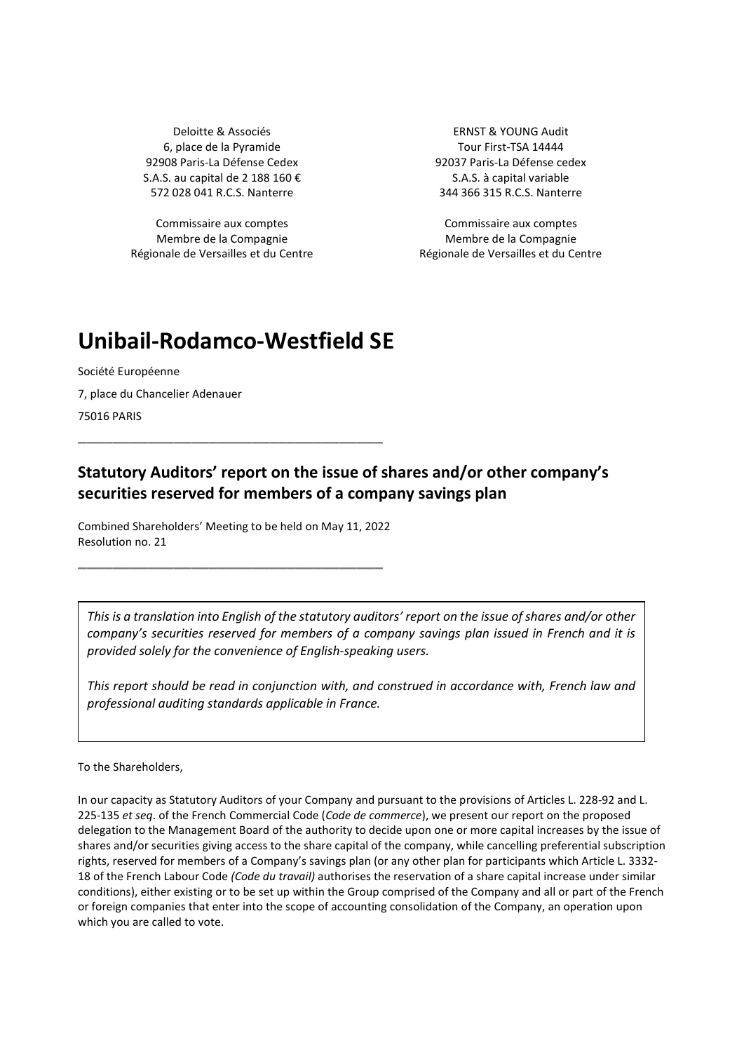Deloitte & Associés
6, place de la Pyramide
92908 Paris-La Défense Cedex
S.A.S. au capital de 2 188 160 €
572 028 041 R.C.S. Nanterre

Commissaire aux comptes
Membre de la Compagnie
Régionale de Versailles et du Centre

ERNST & YOUNG Audit
Tour First-TSA 14444
92037 Paris-La Défense cedex
S.A.S. à capital variable
344 366 315 R.C.S. Nanterre

Commissaire aux comptes
Membre de la Compagnie
Régionale de Versailles et du Centre

# Unibail-Rodamco-Westfield SE

Société Européenne

7, place du Chancelier Adenauer

75016 PARIS

---

## Statutory Auditors' report on the issue of shares and/or other company's securities reserved for members of a company savings plan

Combined Shareholders' Meeting to be held on May 11, 2022
Resolution no. 21

---

> *This is a translation into English of the statutory auditors' report on the issue of shares and/or other company's securities reserved for members of a company savings plan issued in French and it is provided solely for the convenience of English-speaking users.*
>
> *This report should be read in conjunction with, and construed in accordance with, French law and professional auditing standards applicable in France.*

To the Shareholders,

In our capacity as Statutory Auditors of your Company and pursuant to the provisions of Articles L. 228-92 and L. 225-135 *et seq*. of the French Commercial Code (*Code de commerce*), we present our report on the proposed delegation to the Management Board of the authority to decide upon one or more capital increases by the issue of shares and/or securities giving access to the share capital of the company, while cancelling preferential subscription rights, reserved for members of a Company's savings plan (or any other plan for participants which Article L. 3332-18 of the French Labour Code *(Code du travail)* authorises the reservation of a share capital increase under similar conditions), either existing or to be set up within the Group comprised of the Company and all or part of the French or foreign companies that enter into the scope of accounting consolidation of the Company, an operation upon which you are called to vote.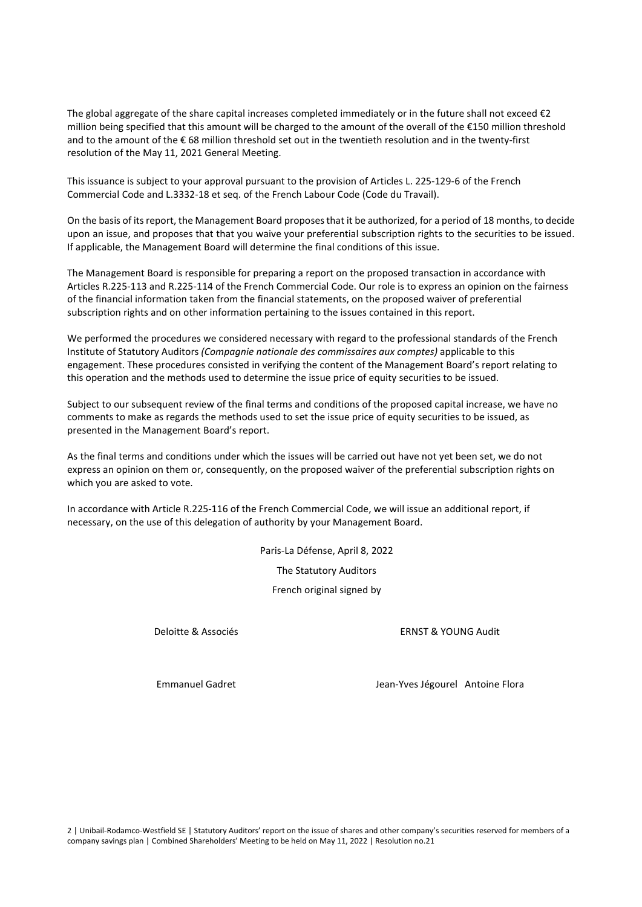The global aggregate of the share capital increases completed immediately or in the future shall not exceed €2 million being specified that this amount will be charged to the amount of the overall of the €150 million threshold and to the amount of the € 68 million threshold set out in the twentieth resolution and in the twenty-first resolution of the May 11, 2021 General Meeting.

This issuance is subject to your approval pursuant to the provision of Articles L. 225-129-6 of the French Commercial Code and L.3332-18 et seq. of the French Labour Code (Code du Travail).

On the basis of its report, the Management Board proposes that it be authorized, for a period of 18 months, to decide upon an issue, and proposes that that you waive your preferential subscription rights to the securities to be issued. If applicable, the Management Board will determine the final conditions of this issue.

The Management Board is responsible for preparing a report on the proposed transaction in accordance with Articles R.225-113 and R.225-114 of the French Commercial Code. Our role is to express an opinion on the fairness of the financial information taken from the financial statements, on the proposed waiver of preferential subscription rights and on other information pertaining to the issues contained in this report.

We performed the procedures we considered necessary with regard to the professional standards of the French Institute of Statutory Auditors *(Compagnie nationale des commissaires aux comptes)* applicable to this engagement. These procedures consisted in verifying the content of the Management Board's report relating to this operation and the methods used to determine the issue price of equity securities to be issued.

Subject to our subsequent review of the final terms and conditions of the proposed capital increase, we have no comments to make as regards the methods used to set the issue price of equity securities to be issued, as presented in the Management Board's report.

As the final terms and conditions under which the issues will be carried out have not yet been set, we do not express an opinion on them or, consequently, on the proposed waiver of the preferential subscription rights on which you are asked to vote.

In accordance with Article R.225-116 of the French Commercial Code, we will issue an additional report, if necessary, on the use of this delegation of authority by your Management Board.

Paris-La Défense, April 8, 2022

The Statutory Auditors

French original signed by

Deloitte & Associés

Emmanuel Gadret

ERNST & YOUNG Audit

Jean-Yves Jégourel Antoine Flora